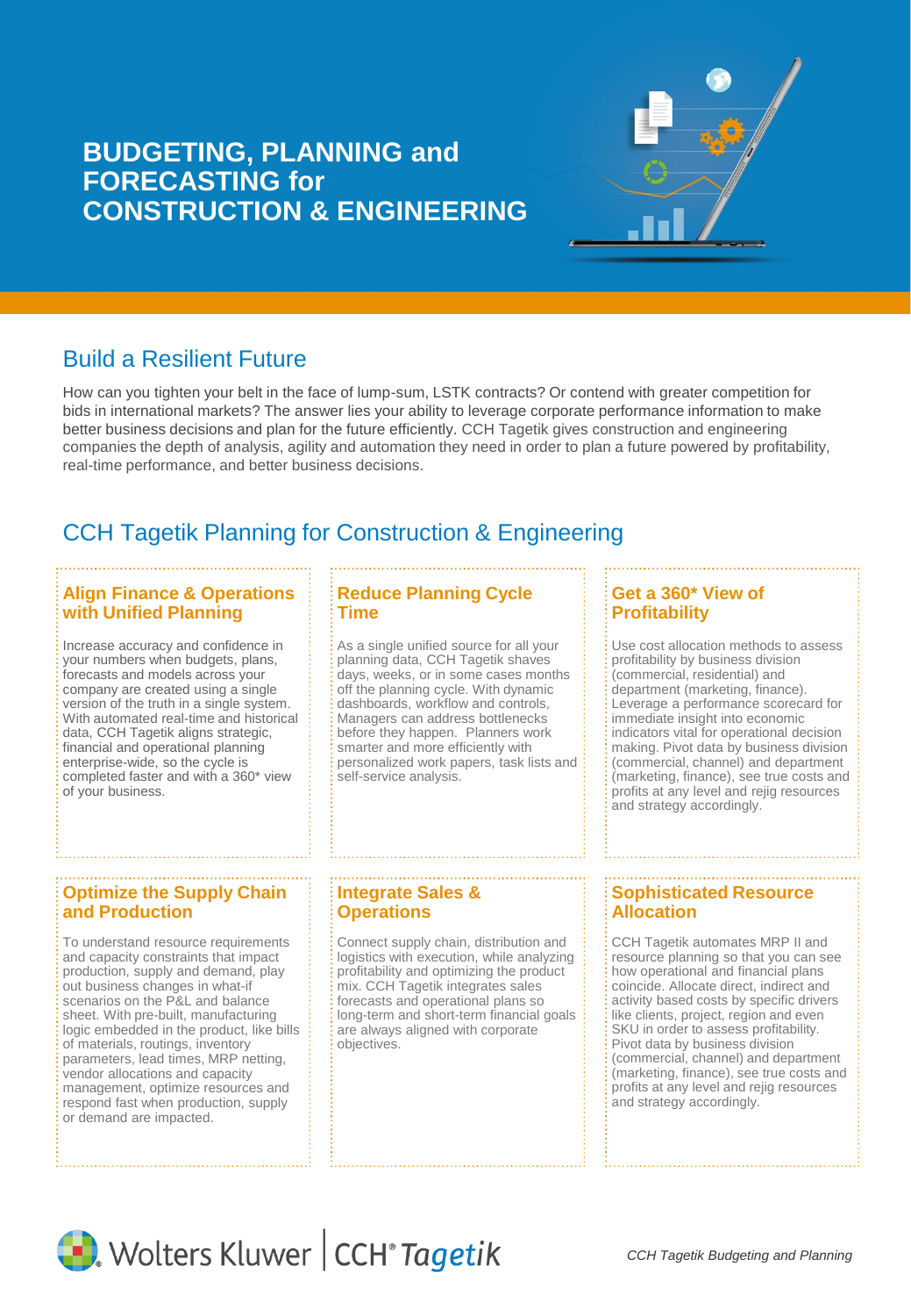# BUDGETING, PLANNING and FORECASTING for CONSTRUCTION & ENGINEERING

## Build a Resilient Future

How can you tighten your belt in the face of lump-sum, LSTK contracts? Or contend with greater competition for bids in international markets? The answer lies your ability to leverage corporate performance information to make better business decisions and plan for the future efficiently. CCH Tagetik gives construction and engineering companies the depth of analysis, agility and automation they need in order to plan a future powered by profitability, real-time performance, and better business decisions.

## CCH Tagetik Planning for Construction & Engineering

### Align Finance & Operations with Unified Planning

Increase accuracy and confidence in your numbers when budgets, plans, forecasts and models across your company are created using a single version of the truth in a single system. With automated real-time and historical data, CCH Tagetik aligns strategic, financial and operational planning enterprise-wide, so the cycle is completed faster and with a 360* view of your business.

### Reduce Planning Cycle Time

As a single unified source for all your planning data, CCH Tagetik shaves days, weeks, or in some cases months off the planning cycle. With dynamic dashboards, workflow and controls, Managers can address bottlenecks before they happen. Planners work smarter and more efficiently with personalized work papers, task lists and self-service analysis.

### Get a 360* View of Profitability

Use cost allocation methods to assess profitability by business division (commercial, residential) and department (marketing, finance). Leverage a performance scorecard for immediate insight into economic indicators vital for operational decision making. Pivot data by business division (commercial, channel) and department (marketing, finance), see true costs and profits at any level and rejig resources and strategy accordingly.

### Optimize the Supply Chain and Production

To understand resource requirements and capacity constraints that impact production, supply and demand, play out business changes in what-if scenarios on the P&L and balance sheet. With pre-built, manufacturing logic embedded in the product, like bills of materials, routings, inventory parameters, lead times, MRP netting, vendor allocations and capacity management, optimize resources and respond fast when production, supply or demand are impacted.

### Integrate Sales & Operations

Connect supply chain, distribution and logistics with execution, while analyzing profitability and optimizing the product mix. CCH Tagetik integrates sales forecasts and operational plans so long-term and short-term financial goals are always aligned with corporate objectives.

### Sophisticated Resource Allocation

CCH Tagetik automates MRP II and resource planning so that you can see how operational and financial plans coincide. Allocate direct, indirect and activity based costs by specific drivers like clients, project, region and even SKU in order to assess profitability. Pivot data by business division (commercial, channel) and department (marketing, finance), see true costs and profits at any level and rejig resources and strategy accordingly.

Wolters Kluwer | CCH® Tagetik

*CCH Tagetik Budgeting and Planning*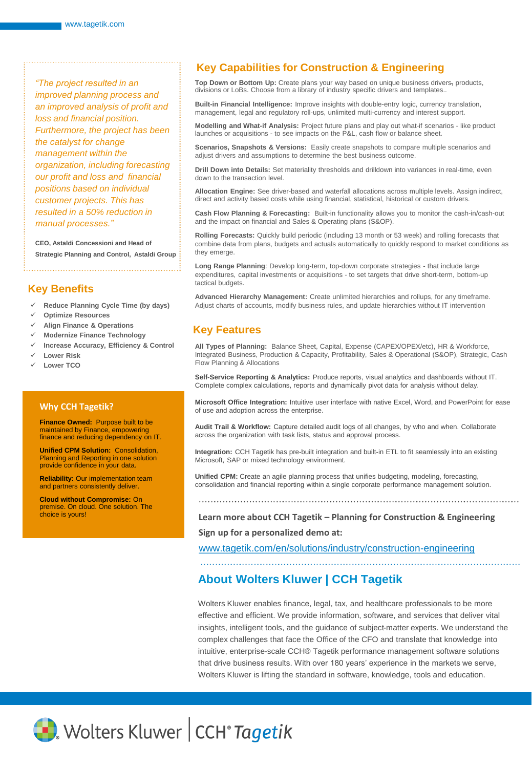*"The project resulted in an improved planning process and an improved analysis of profit and loss and financial position. Furthermore, the project has been the catalyst for change management within the organization, including forecasting our profit and loss and financial positions based on individual customer projects. This has resulted in a 50% reduction in manual processes."*

**CEO, Astaldi Concessioni and Head of Strategic Planning and Control, Astaldi Group**

## Key Benefits

- Reduce Planning Cycle Time (by days)
- Optimize Resources
- Align Finance & Operations
- Modernize Finance Technology
- Increase Accuracy, Efficiency & Control
- Lower Risk
- Lower TCO

### Why CCH Tagetik?

**Finance Owned:** Purpose built to be maintained by Finance, empowering finance and reducing dependency on IT.

**Unified CPM Solution:** Consolidation, Planning and Reporting in one solution provide confidence in your data.

**Reliability:** Our implementation team and partners consistently deliver.

**Cloud without Compromise:** On premise. On cloud. One solution. The choice is yours!

## Key Capabilities for Construction & Engineering

**Top Down or Bottom Up:** Create plans your way based on unique business drivers, products, divisions or LoBs. Choose from a library of industry specific drivers and templates..

**Built-in Financial Intelligence:** Improve insights with double-entry logic, currency translation, management, legal and regulatory roll-ups, unlimited multi-currency and interest support.

**Modelling and What-if Analysis:** Project future plans and play out what-if scenarios - like product launches or acquisitions - to see impacts on the P&L, cash flow or balance sheet.

**Scenarios, Snapshots & Versions:** Easily create snapshots to compare multiple scenarios and adjust drivers and assumptions to determine the best business outcome.

**Drill Down into Details:** Set materiality thresholds and drilldown into variances in real-time, even down to the transaction level.

**Allocation Engine:** See driver-based and waterfall allocations across multiple levels. Assign indirect, direct and activity based costs while using financial, statistical, historical or custom drivers.

**Cash Flow Planning & Forecasting:** Built-in functionality allows you to monitor the cash-in/cash-out and the impact on financial and Sales & Operating plans (S&OP).

**Rolling Forecasts:** Quickly build periodic (including 13 month or 53 week) and rolling forecasts that combine data from plans, budgets and actuals automatically to quickly respond to market conditions as they emerge.

**Long Range Planning**: Develop long-term, top-down corporate strategies - that include large expenditures, capital investments or acquisitions - to set targets that drive short-term, bottom-up tactical budgets.

**Advanced Hierarchy Management:** Create unlimited hierarchies and rollups, for any timeframe. Adjust charts of accounts, modify business rules, and update hierarchies without IT intervention

## Key Features

**All Types of Planning:** Balance Sheet, Capital, Expense (CAPEX/OPEX/etc), HR & Workforce, Integrated Business, Production & Capacity, Profitability, Sales & Operational (S&OP), Strategic, Cash Flow Planning & Allocations

**Self-Service Reporting & Analytics:** Produce reports, visual analytics and dashboards without IT. Complete complex calculations, reports and dynamically pivot data for analysis without delay.

**Microsoft Office Integration:** Intuitive user interface with native Excel, Word, and PowerPoint for ease of use and adoption across the enterprise.

**Audit Trail & Workflow:** Capture detailed audit logs of all changes, by who and when. Collaborate across the organization with task lists, status and approval process.

**Integration:** CCH Tagetik has pre-built integration and built-in ETL to fit seamlessly into an existing Microsoft, SAP or mixed technology environment.

**Unified CPM:** Create an agile planning process that unifies budgeting, modeling, forecasting, consolidation and financial reporting within a single corporate performance management solution.

**Learn more about CCH Tagetik – Planning for Construction & Engineering**

**Sign up for a personalized demo at:**

[www.tagetik.com/en/solutions/industry/construction-engineering](www.tagetik.com/en/solutions/industry/construction-engineering)

## About Wolters Kluwer | CCH Tagetik

Wolters Kluwer enables finance, legal, tax, and healthcare professionals to be more effective and efficient. We provide information, software, and services that deliver vital insights, intelligent tools, and the guidance of subject-matter experts. We understand the complex challenges that face the Office of the CFO and translate that knowledge into intuitive, enterprise-scale CCH® Tagetik performance management software solutions that drive business results. With over 180 years' experience in the markets we serve, Wolters Kluwer is lifting the standard in software, knowledge, tools and education.

Wolters Kluwer | CCH® Tagetik